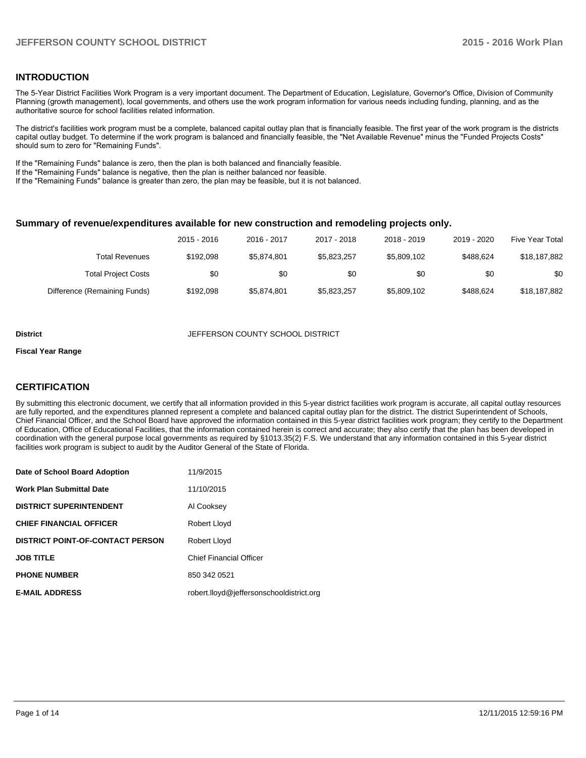## INTRODUCTION

The 5-Year District Facilities Work Program is a very important document. The Department of Education, Legislature, Governor's Office, Division of Community Planning (growth management), local governments, and others use the work program information for various needs including funding, planning, and as the authoritative source for school facilities related information.

The district's facilities work program must be a complete, balanced capital outlay plan that is financially feasible. The first year of the work program is the districts capital outlay budget. To determine if the work program is balanced and financially feasible, the "Net Available Revenue" minus the "Funded Projects Costs" should sum to zero for "Remaining Funds".

If the "Remaining Funds" balance is zero, then the plan is both balanced and financially feasible.
If the "Remaining Funds" balance is negative, then the plan is neither balanced nor feasible.
If the "Remaining Funds" balance is greater than zero, the plan may be feasible, but it is not balanced.

### Summary of revenue/expenditures available for new construction and remodeling projects only.

| | 2015 - 2016 | 2016 - 2017 | 2017 - 2018 | 2018 - 2019 | 2019 - 2020 | Five Year Total |
|---|---|---|---|---|---|---|
| Total Revenues | $192,098 | $5,874,801 | $5,823,257 | $5,809,102 | $488,624 | $18,187,882 |
| Total Project Costs | $0 | $0 | $0 | $0 | $0 | $0 |
| Difference (Remaining Funds) | $192,098 | $5,874,801 | $5,823,257 | $5,809,102 | $488,624 | $18,187,882 |

**District** JEFFERSON COUNTY SCHOOL DISTRICT

**Fiscal Year Range**

## CERTIFICATION

By submitting this electronic document, we certify that all information provided in this 5-year district facilities work program is accurate, all capital outlay resources are fully reported, and the expenditures planned represent a complete and balanced capital outlay plan for the district. The district Superintendent of Schools, Chief Financial Officer, and the School Board have approved the information contained in this 5-year district facilities work program; they certify to the Department of Education, Office of Educational Facilities, that the information contained herein is correct and accurate; they also certify that the plan has been developed in coordination with the general purpose local governments as required by §1013.35(2) F.S. We understand that any information contained in this 5-year district facilities work program is subject to audit by the Auditor General of the State of Florida.

| | |
|---|---|
| **Date of School Board Adoption** | 11/9/2015 |
| **Work Plan Submittal Date** | 11/10/2015 |
| **DISTRICT SUPERINTENDENT** | Al Cooksey |
| **CHIEF FINANCIAL OFFICER** | Robert Lloyd |
| **DISTRICT POINT-OF-CONTACT PERSON** | Robert Lloyd |
| **JOB TITLE** | Chief Financial Officer |
| **PHONE NUMBER** | 850 342 0521 |
| **E-MAIL ADDRESS** | robert.lloyd@jeffersonschooldistrict.org |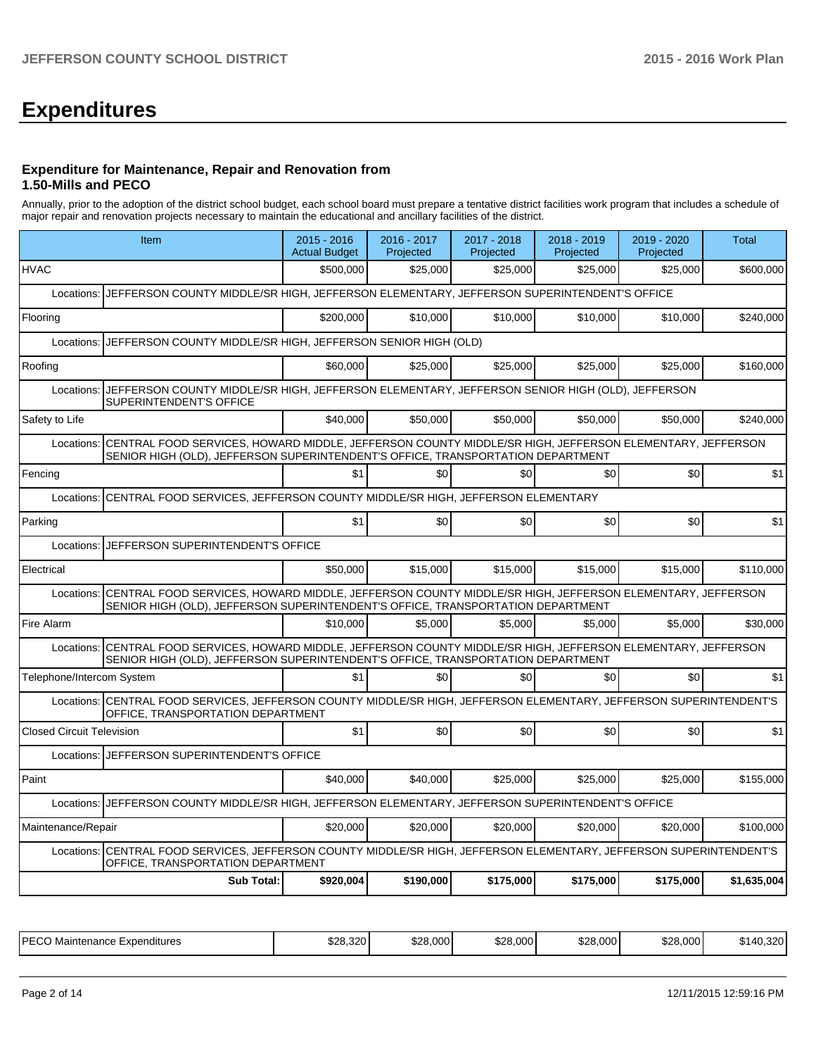# Expenditures

### Expenditure for Maintenance, Repair and Renovation from 1.50-Mills and PECO

Annually, prior to the adoption of the district school budget, each school board must prepare a tentative district facilities work program that includes a schedule of major repair and renovation projects necessary to maintain the educational and ancillary facilities of the district.

| Item | 2015 - 2016 Actual Budget | 2016 - 2017 Projected | 2017 - 2018 Projected | 2018 - 2019 Projected | 2019 - 2020 Projected | Total |
|---|---|---|---|---|---|---|
| HVAC | $500,000 | $25,000 | $25,000 | $25,000 | $25,000 | $600,000 |
| Locations: JEFFERSON COUNTY MIDDLE/SR HIGH, JEFFERSON ELEMENTARY, JEFFERSON SUPERINTENDENT'S OFFICE | | | | | | |
| Flooring | $200,000 | $10,000 | $10,000 | $10,000 | $10,000 | $240,000 |
| Locations: JEFFERSON COUNTY MIDDLE/SR HIGH, JEFFERSON SENIOR HIGH (OLD) | | | | | | |
| Roofing | $60,000 | $25,000 | $25,000 | $25,000 | $25,000 | $160,000 |
| Locations: JEFFERSON COUNTY MIDDLE/SR HIGH, JEFFERSON ELEMENTARY, JEFFERSON SENIOR HIGH (OLD), JEFFERSON SUPERINTENDENT'S OFFICE | | | | | | |
| Safety to Life | $40,000 | $50,000 | $50,000 | $50,000 | $50,000 | $240,000 |
| Locations: CENTRAL FOOD SERVICES, HOWARD MIDDLE, JEFFERSON COUNTY MIDDLE/SR HIGH, JEFFERSON ELEMENTARY, JEFFERSON SENIOR HIGH (OLD), JEFFERSON SUPERINTENDENT'S OFFICE, TRANSPORTATION DEPARTMENT | | | | | | |
| Fencing | $1 | $0 | $0 | $0 | $0 | $1 |
| Locations: CENTRAL FOOD SERVICES, JEFFERSON COUNTY MIDDLE/SR HIGH, JEFFERSON ELEMENTARY | | | | | | |
| Parking | $1 | $0 | $0 | $0 | $0 | $1 |
| Locations: JEFFERSON SUPERINTENDENT'S OFFICE | | | | | | |
| Electrical | $50,000 | $15,000 | $15,000 | $15,000 | $15,000 | $110,000 |
| Locations: CENTRAL FOOD SERVICES, HOWARD MIDDLE, JEFFERSON COUNTY MIDDLE/SR HIGH, JEFFERSON ELEMENTARY, JEFFERSON SENIOR HIGH (OLD), JEFFERSON SUPERINTENDENT'S OFFICE, TRANSPORTATION DEPARTMENT | | | | | | |
| Fire Alarm | $10,000 | $5,000 | $5,000 | $5,000 | $5,000 | $30,000 |
| Locations: CENTRAL FOOD SERVICES, HOWARD MIDDLE, JEFFERSON COUNTY MIDDLE/SR HIGH, JEFFERSON ELEMENTARY, JEFFERSON SENIOR HIGH (OLD), JEFFERSON SUPERINTENDENT'S OFFICE, TRANSPORTATION DEPARTMENT | | | | | | |
| Telephone/Intercom System | $1 | $0 | $0 | $0 | $0 | $1 |
| Locations: CENTRAL FOOD SERVICES, JEFFERSON COUNTY MIDDLE/SR HIGH, JEFFERSON ELEMENTARY, JEFFERSON SUPERINTENDENT'S OFFICE, TRANSPORTATION DEPARTMENT | | | | | | |
| Closed Circuit Television | $1 | $0 | $0 | $0 | $0 | $1 |
| Locations: JEFFERSON SUPERINTENDENT'S OFFICE | | | | | | |
| Paint | $40,000 | $40,000 | $25,000 | $25,000 | $25,000 | $155,000 |
| Locations: JEFFERSON COUNTY MIDDLE/SR HIGH, JEFFERSON ELEMENTARY, JEFFERSON SUPERINTENDENT'S OFFICE | | | | | | |
| Maintenance/Repair | $20,000 | $20,000 | $20,000 | $20,000 | $20,000 | $100,000 |
| Locations: CENTRAL FOOD SERVICES, JEFFERSON COUNTY MIDDLE/SR HIGH, JEFFERSON ELEMENTARY, JEFFERSON SUPERINTENDENT'S OFFICE, TRANSPORTATION DEPARTMENT | | | | | | |
| **Sub Total:** | **$920,004** | **$190,000** | **$175,000** | **$175,000** | **$175,000** | **$1,635,004** |

| PECO Maintenance Expenditures | $28,320 | $28,000 | $28,000 | $28,000 | $28,000 | $140,320 |
|---|---|---|---|---|---|---|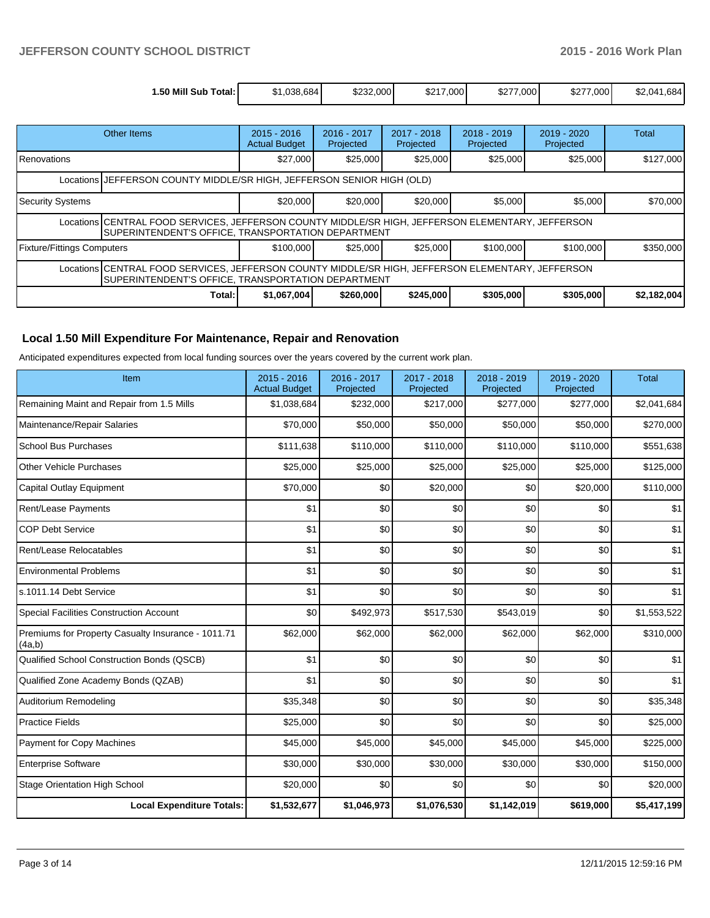| 1.50 Mill Sub Total: | $1,038,684 | $232,000 | $217,000 | $277,000 | $277,000 | $2,041,684 |
|---|---|---|---|---|---|---|

| Other Items | 2015 - 2016 Actual Budget | 2016 - 2017 Projected | 2017 - 2018 Projected | 2018 - 2019 Projected | 2019 - 2020 Projected | Total |
|---|---|---|---|---|---|---|
| Renovations | $27,000 | $25,000 | $25,000 | $25,000 | $25,000 | $127,000 |
| Locations JEFFERSON COUNTY MIDDLE/SR HIGH, JEFFERSON SENIOR HIGH (OLD) | | | | | | |
| Security Systems | $20,000 | $20,000 | $20,000 | $5,000 | $5,000 | $70,000 |
| Locations CENTRAL FOOD SERVICES, JEFFERSON COUNTY MIDDLE/SR HIGH, JEFFERSON ELEMENTARY, JEFFERSON SUPERINTENDENT'S OFFICE, TRANSPORTATION DEPARTMENT | | | | | | |
| Fixture/Fittings Computers | $100,000 | $25,000 | $25,000 | $100,000 | $100,000 | $350,000 |
| Locations CENTRAL FOOD SERVICES, JEFFERSON COUNTY MIDDLE/SR HIGH, JEFFERSON ELEMENTARY, JEFFERSON SUPERINTENDENT'S OFFICE, TRANSPORTATION DEPARTMENT | | | | | | |
| **Total:** | **$1,067,004** | **$260,000** | **$245,000** | **$305,000** | **$305,000** | **$2,182,004** |

## Local 1.50 Mill Expenditure For Maintenance, Repair and Renovation

Anticipated expenditures expected from local funding sources over the years covered by the current work plan.

| Item | 2015 - 2016 Actual Budget | 2016 - 2017 Projected | 2017 - 2018 Projected | 2018 - 2019 Projected | 2019 - 2020 Projected | Total |
|---|---|---|---|---|---|---|
| Remaining Maint and Repair from 1.5 Mills | $1,038,684 | $232,000 | $217,000 | $277,000 | $277,000 | $2,041,684 |
| Maintenance/Repair Salaries | $70,000 | $50,000 | $50,000 | $50,000 | $50,000 | $270,000 |
| School Bus Purchases | $111,638 | $110,000 | $110,000 | $110,000 | $110,000 | $551,638 |
| Other Vehicle Purchases | $25,000 | $25,000 | $25,000 | $25,000 | $25,000 | $125,000 |
| Capital Outlay Equipment | $70,000 | $0 | $20,000 | $0 | $20,000 | $110,000 |
| Rent/Lease Payments | $1 | $0 | $0 | $0 | $0 | $1 |
| COP Debt Service | $1 | $0 | $0 | $0 | $0 | $1 |
| Rent/Lease Relocatables | $1 | $0 | $0 | $0 | $0 | $1 |
| Environmental Problems | $1 | $0 | $0 | $0 | $0 | $1 |
| s.1011.14 Debt Service | $1 | $0 | $0 | $0 | $0 | $1 |
| Special Facilities Construction Account | $0 | $492,973 | $517,530 | $543,019 | $0 | $1,553,522 |
| Premiums for Property Casualty Insurance - 1011.71 (4a,b) | $62,000 | $62,000 | $62,000 | $62,000 | $62,000 | $310,000 |
| Qualified School Construction Bonds (QSCB) | $1 | $0 | $0 | $0 | $0 | $1 |
| Qualified Zone Academy Bonds (QZAB) | $1 | $0 | $0 | $0 | $0 | $1 |
| Auditorium Remodeling | $35,348 | $0 | $0 | $0 | $0 | $35,348 |
| Practice Fields | $25,000 | $0 | $0 | $0 | $0 | $25,000 |
| Payment for Copy Machines | $45,000 | $45,000 | $45,000 | $45,000 | $45,000 | $225,000 |
| Enterprise Software | $30,000 | $30,000 | $30,000 | $30,000 | $30,000 | $150,000 |
| Stage Orientation High School | $20,000 | $0 | $0 | $0 | $0 | $20,000 |
| **Local Expenditure Totals:** | **$1,532,677** | **$1,046,973** | **$1,076,530** | **$1,142,019** | **$619,000** | **$5,417,199** |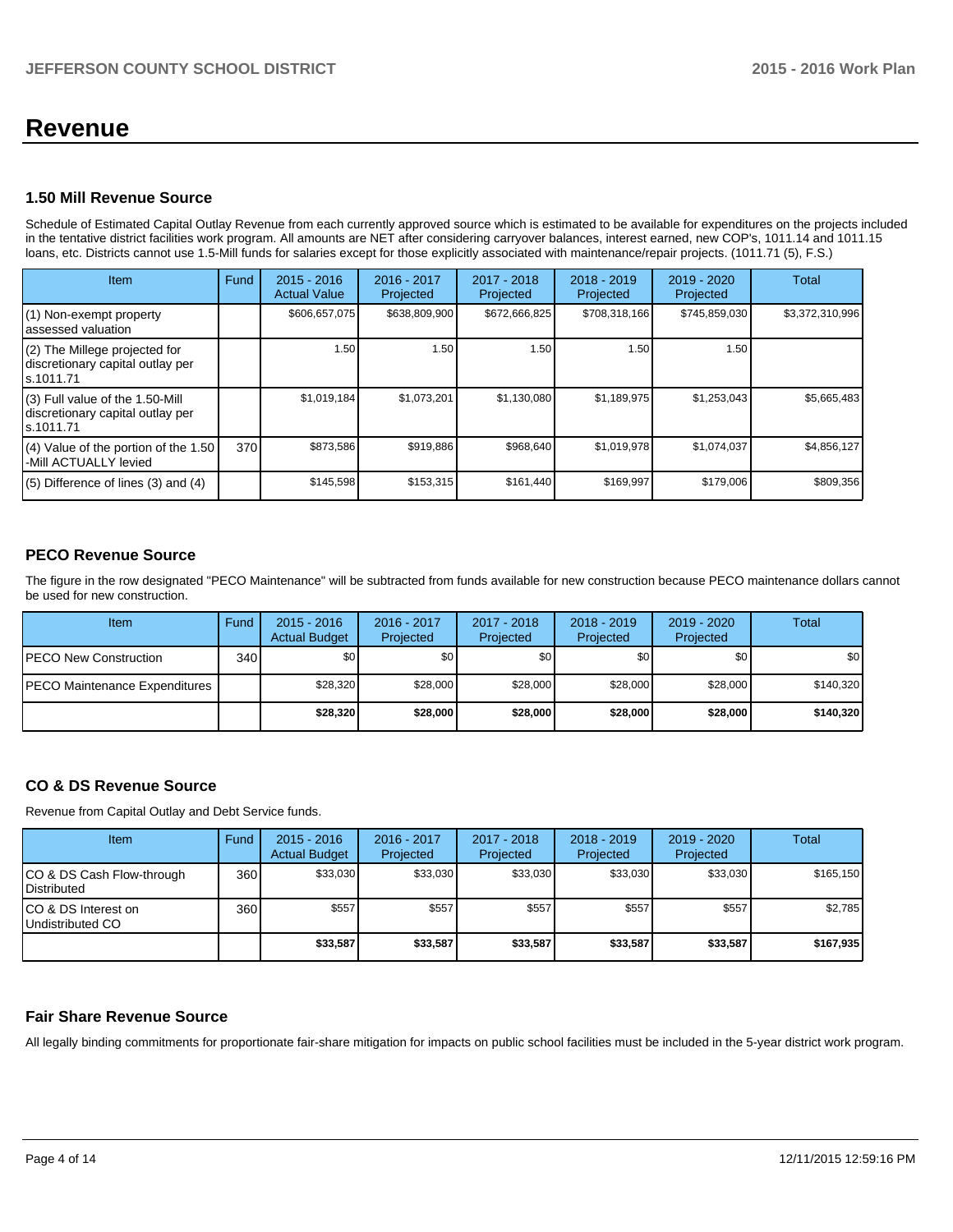# Revenue

### 1.50 Mill Revenue Source

Schedule of Estimated Capital Outlay Revenue from each currently approved source which is estimated to be available for expenditures on the projects included in the tentative district facilities work program. All amounts are NET after considering carryover balances, interest earned, new COP's, 1011.14 and 1011.15 loans, etc. Districts cannot use 1.5-Mill funds for salaries except for those explicitly associated with maintenance/repair projects. (1011.71 (5), F.S.)

| Item | Fund | 2015 - 2016 Actual Value | 2016 - 2017 Projected | 2017 - 2018 Projected | 2018 - 2019 Projected | 2019 - 2020 Projected | Total |
|---|---|---|---|---|---|---|---|
| (1) Non-exempt property assessed valuation | | $606,657,075 | $638,809,900 | $672,666,825 | $708,318,166 | $745,859,030 | $3,372,310,996 |
| (2) The Millege projected for discretionary capital outlay per s.1011.71 | | 1.50 | 1.50 | 1.50 | 1.50 | 1.50 | |
| (3) Full value of the 1.50-Mill discretionary capital outlay per s.1011.71 | | $1,019,184 | $1,073,201 | $1,130,080 | $1,189,975 | $1,253,043 | $5,665,483 |
| (4) Value of the portion of the 1.50 -Mill ACTUALLY levied | 370 | $873,586 | $919,886 | $968,640 | $1,019,978 | $1,074,037 | $4,856,127 |
| (5) Difference of lines (3) and (4) | | $145,598 | $153,315 | $161,440 | $169,997 | $179,006 | $809,356 |

### PECO Revenue Source

The figure in the row designated "PECO Maintenance" will be subtracted from funds available for new construction because PECO maintenance dollars cannot be used for new construction.

| Item | Fund | 2015 - 2016 Actual Budget | 2016 - 2017 Projected | 2017 - 2018 Projected | 2018 - 2019 Projected | 2019 - 2020 Projected | Total |
|---|---|---|---|---|---|---|---|
| PECO New Construction | 340 | $0 | $0 | $0 | $0 | $0 | $0 |
| PECO Maintenance Expenditures | | $28,320 | $28,000 | $28,000 | $28,000 | $28,000 | $140,320 |
| | | **$28,320** | **$28,000** | **$28,000** | **$28,000** | **$28,000** | **$140,320** |

### CO & DS Revenue Source

Revenue from Capital Outlay and Debt Service funds.

| Item | Fund | 2015 - 2016 Actual Budget | 2016 - 2017 Projected | 2017 - 2018 Projected | 2018 - 2019 Projected | 2019 - 2020 Projected | Total |
|---|---|---|---|---|---|---|---|
| CO & DS Cash Flow-through Distributed | 360 | $33,030 | $33,030 | $33,030 | $33,030 | $33,030 | $165,150 |
| CO & DS Interest on Undistributed CO | 360 | $557 | $557 | $557 | $557 | $557 | $2,785 |
| | | **$33,587** | **$33,587** | **$33,587** | **$33,587** | **$33,587** | **$167,935** |

### Fair Share Revenue Source

All legally binding commitments for proportionate fair-share mitigation for impacts on public school facilities must be included in the 5-year district work program.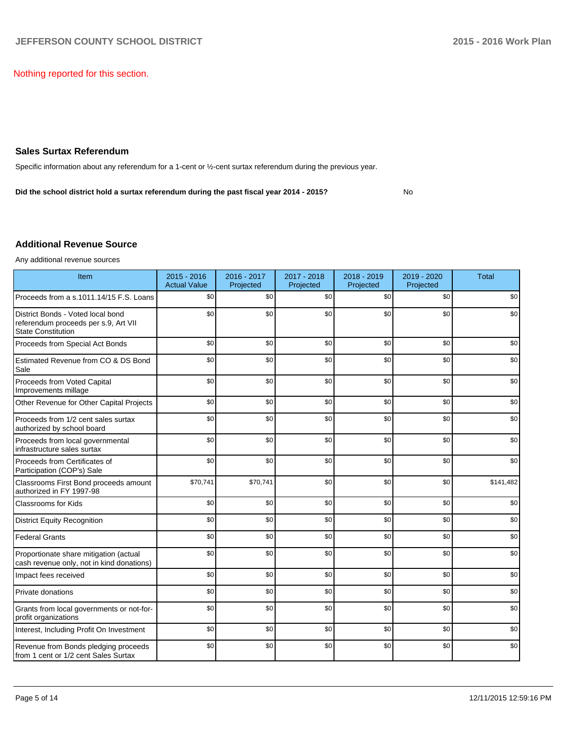Nothing reported for this section.

## Sales Surtax Referendum

Specific information about any referendum for a 1-cent or ½-cent surtax referendum during the previous year.

**Did the school district hold a surtax referendum during the past fiscal year 2014 - 2015?** No

## Additional Revenue Source

Any additional revenue sources

| Item | 2015 - 2016 Actual Value | 2016 - 2017 Projected | 2017 - 2018 Projected | 2018 - 2019 Projected | 2019 - 2020 Projected | Total |
|---|---|---|---|---|---|---|
| Proceeds from a s.1011.14/15 F.S. Loans | $0 | $0 | $0 | $0 | $0 | $0 |
| District Bonds - Voted local bond referendum proceeds per s.9, Art VII State Constitution | $0 | $0 | $0 | $0 | $0 | $0 |
| Proceeds from Special Act Bonds | $0 | $0 | $0 | $0 | $0 | $0 |
| Estimated Revenue from CO & DS Bond Sale | $0 | $0 | $0 | $0 | $0 | $0 |
| Proceeds from Voted Capital Improvements millage | $0 | $0 | $0 | $0 | $0 | $0 |
| Other Revenue for Other Capital Projects | $0 | $0 | $0 | $0 | $0 | $0 |
| Proceeds from 1/2 cent sales surtax authorized by school board | $0 | $0 | $0 | $0 | $0 | $0 |
| Proceeds from local governmental infrastructure sales surtax | $0 | $0 | $0 | $0 | $0 | $0 |
| Proceeds from Certificates of Participation (COP's) Sale | $0 | $0 | $0 | $0 | $0 | $0 |
| Classrooms First Bond proceeds amount authorized in FY 1997-98 | $70,741 | $70,741 | $0 | $0 | $0 | $141,482 |
| Classrooms for Kids | $0 | $0 | $0 | $0 | $0 | $0 |
| District Equity Recognition | $0 | $0 | $0 | $0 | $0 | $0 |
| Federal Grants | $0 | $0 | $0 | $0 | $0 | $0 |
| Proportionate share mitigation (actual cash revenue only, not in kind donations) | $0 | $0 | $0 | $0 | $0 | $0 |
| Impact fees received | $0 | $0 | $0 | $0 | $0 | $0 |
| Private donations | $0 | $0 | $0 | $0 | $0 | $0 |
| Grants from local governments or not-for-profit organizations | $0 | $0 | $0 | $0 | $0 | $0 |
| Interest, Including Profit On Investment | $0 | $0 | $0 | $0 | $0 | $0 |
| Revenue from Bonds pledging proceeds from 1 cent or 1/2 cent Sales Surtax | $0 | $0 | $0 | $0 | $0 | $0 |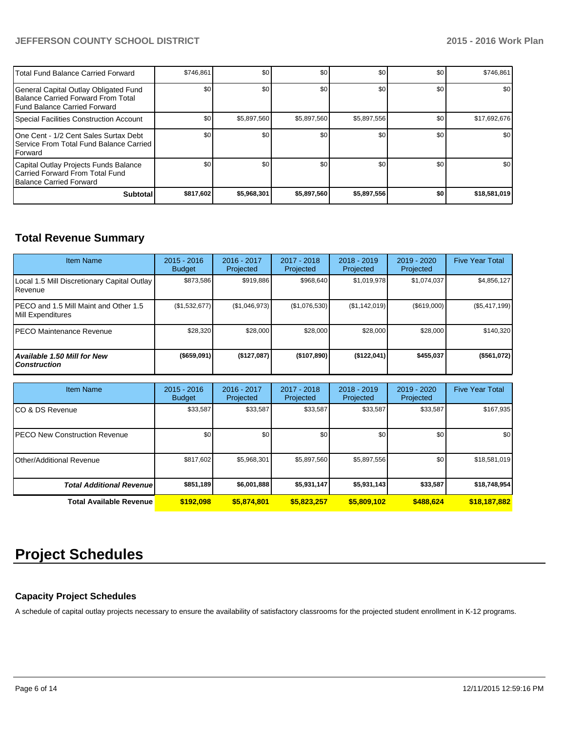| | | | | | | |
|---|---|---|---|---|---|---|
| Total Fund Balance Carried Forward | $746,861 | $0 | $0 | $0 | $0 | $746,861 |
| General Capital Outlay Obligated Fund Balance Carried Forward From Total Fund Balance Carried Forward | $0 | $0 | $0 | $0 | $0 | $0 |
| Special Facilities Construction Account | $0 | $5,897,560 | $5,897,560 | $5,897,556 | $0 | $17,692,676 |
| One Cent - 1/2 Cent Sales Surtax Debt Service From Total Fund Balance Carried Forward | $0 | $0 | $0 | $0 | $0 | $0 |
| Capital Outlay Projects Funds Balance Carried Forward From Total Fund Balance Carried Forward | $0 | $0 | $0 | $0 | $0 | $0 |
| **Subtotal** | **$817,602** | **$5,968,301** | **$5,897,560** | **$5,897,556** | **$0** | **$18,581,019** |

## Total Revenue Summary

| Item Name | 2015 - 2016 Budget | 2016 - 2017 Projected | 2017 - 2018 Projected | 2018 - 2019 Projected | 2019 - 2020 Projected | Five Year Total |
|---|---|---|---|---|---|---|
| Local 1.5 Mill Discretionary Capital Outlay Revenue | $873,586 | $919,886 | $968,640 | $1,019,978 | $1,074,037 | $4,856,127 |
| PECO and 1.5 Mill Maint and Other 1.5 Mill Expenditures | ($1,532,677) | ($1,046,973) | ($1,076,530) | ($1,142,019) | ($619,000) | ($5,417,199) |
| PECO Maintenance Revenue | $28,320 | $28,000 | $28,000 | $28,000 | $28,000 | $140,320 |
| ***Available 1.50 Mill for New Construction*** | **($659,091)** | **($127,087)** | **($107,890)** | **($122,041)** | **$455,037** | **($561,072)** |

| Item Name | 2015 - 2016 Budget | 2016 - 2017 Projected | 2017 - 2018 Projected | 2018 - 2019 Projected | 2019 - 2020 Projected | Five Year Total |
|---|---|---|---|---|---|---|
| CO & DS Revenue | $33,587 | $33,587 | $33,587 | $33,587 | $33,587 | $167,935 |
| PECO New Construction Revenue | $0 | $0 | $0 | $0 | $0 | $0 |
| Other/Additional Revenue | $817,602 | $5,968,301 | $5,897,560 | $5,897,556 | $0 | $18,581,019 |
| ***Total Additional Revenue*** | **$851,189** | **$6,001,888** | **$5,931,147** | **$5,931,143** | **$33,587** | **$18,748,954** |
| **Total Available Revenue** | **$192,098** | **$5,874,801** | **$5,823,257** | **$5,809,102** | **$488,624** | **$18,187,882** |

# Project Schedules

### Capacity Project Schedules

A schedule of capital outlay projects necessary to ensure the availability of satisfactory classrooms for the projected student enrollment in K-12 programs.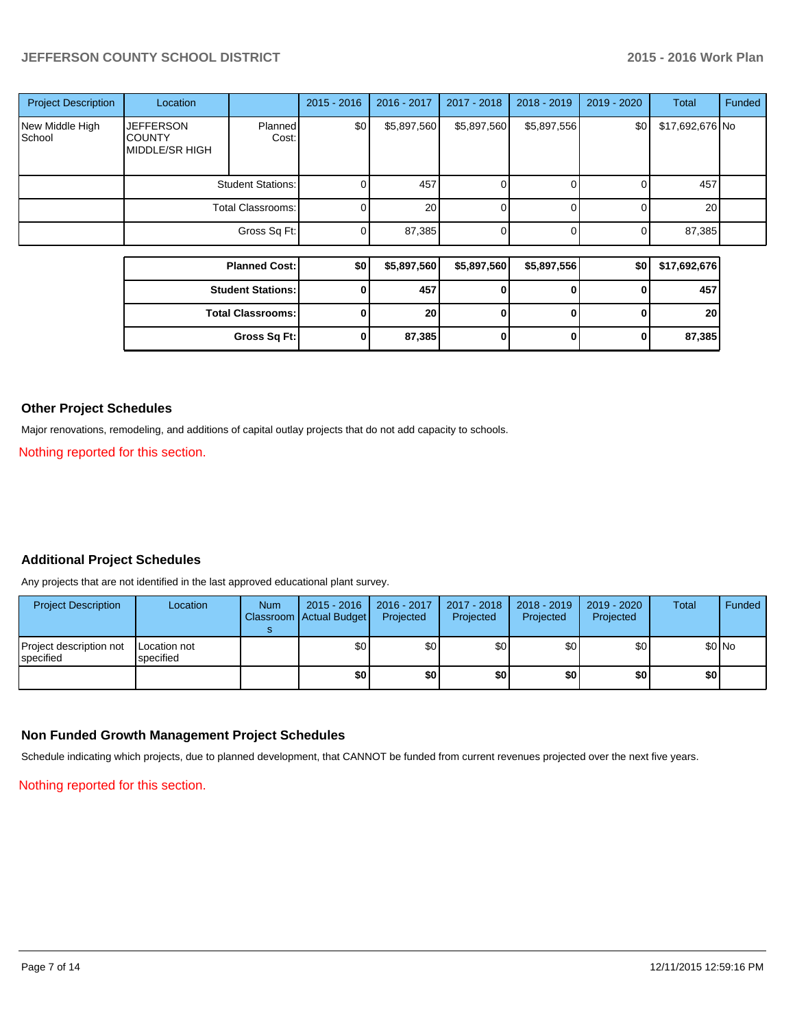| Project Description | Location | | 2015 - 2016 | 2016 - 2017 | 2017 - 2018 | 2018 - 2019 | 2019 - 2020 | Total | Funded |
|---|---|---|---|---|---|---|---|---|---|
| New Middle High School | JEFFERSON COUNTY MIDDLE/SR HIGH | Planned Cost: | $0 | $5,897,560 | $5,897,560 | $5,897,556 | $0 | $17,692,676 | No |
| | | Student Stations: | 0 | 457 | 0 | 0 | 0 | 457 | |
| | | Total Classrooms: | 0 | 20 | 0 | 0 | 0 | 20 | |
| | | Gross Sq Ft: | 0 | 87,385 | 0 | 0 | 0 | 87,385 | |

| | 2015 - 2016 | 2016 - 2017 | 2017 - 2018 | 2018 - 2019 | 2019 - 2020 | Total |
|---|---|---|---|---|---|---|
| **Planned Cost:** | **$0** | **$5,897,560** | **$5,897,560** | **$5,897,556** | **$0** | **$17,692,676** |
| **Student Stations:** | **0** | **457** | **0** | **0** | **0** | **457** |
| **Total Classrooms:** | **0** | **20** | **0** | **0** | **0** | **20** |
| **Gross Sq Ft:** | **0** | **87,385** | **0** | **0** | **0** | **87,385** |

### Other Project Schedules

Major renovations, remodeling, and additions of capital outlay projects that do not add capacity to schools.

Nothing reported for this section.

### Additional Project Schedules

Any projects that are not identified in the last approved educational plant survey.

| Project Description | Location | Num Classrooms | 2015 - 2016 Actual Budget | 2016 - 2017 Projected | 2017 - 2018 Projected | 2018 - 2019 Projected | 2019 - 2020 Projected | Total | Funded |
|---|---|---|---|---|---|---|---|---|---|
| Project description not specified | Location not specified | | $0 | $0 | $0 | $0 | $0 | $0 | No |
| | | | **$0** | **$0** | **$0** | **$0** | **$0** | **$0** | |

### Non Funded Growth Management Project Schedules

Schedule indicating which projects, due to planned development, that CANNOT be funded from current revenues projected over the next five years.

Nothing reported for this section.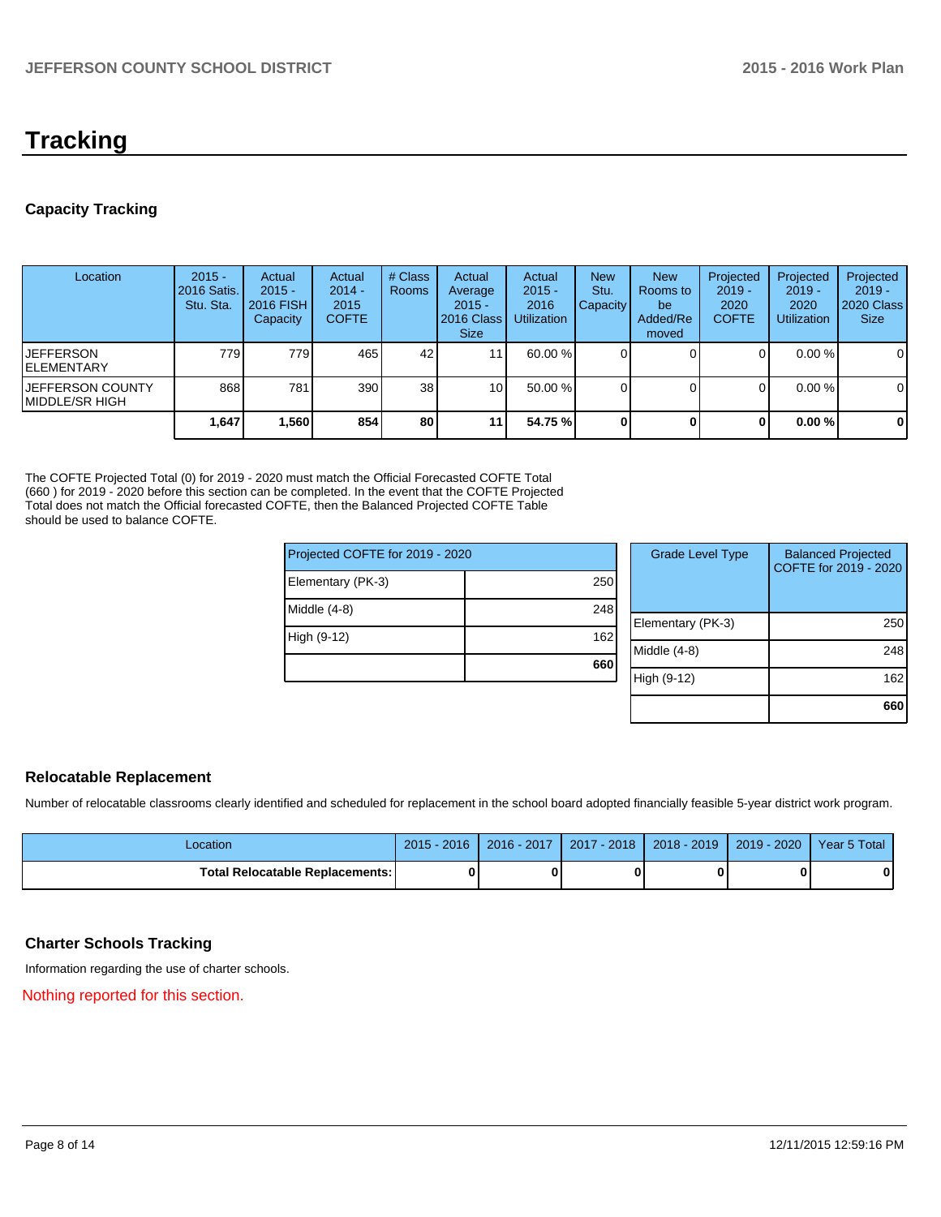# Tracking

## Capacity Tracking

| Location | 2015 - 2016 Satis. Stu. Sta. | Actual 2015 - 2016 FISH Capacity | Actual 2014 - 2015 COFTE | # Class Rooms | Actual Average 2015 - 2016 Class Size | Actual 2015 - 2016 Utilization | New Stu. Capacity | New Rooms to be Added/Removed | Projected 2019 - 2020 COFTE | Projected 2019 - 2020 Utilization | Projected 2019 - 2020 Class Size |
|---|---|---|---|---|---|---|---|---|---|---|---|
| JEFFERSON ELEMENTARY | 779 | 779 | 465 | 42 | 11 | 60.00 % | 0 | 0 | 0 | 0.00 % | 0 |
| JEFFERSON COUNTY MIDDLE/SR HIGH | 868 | 781 | 390 | 38 | 10 | 50.00 % | 0 | 0 | 0 | 0.00 % | 0 |
| | **1,647** | **1,560** | **854** | **80** | **11** | **54.75 %** | **0** | **0** | **0** | **0.00 %** | **0** |

The COFTE Projected Total (0) for 2019 - 2020 must match the Official Forecasted COFTE Total (660 ) for 2019 - 2020 before this section can be completed. In the event that the COFTE Projected Total does not match the Official forecasted COFTE, then the Balanced Projected COFTE Table should be used to balance COFTE.

| Projected COFTE for 2019 - 2020 | |
|---|---|
| Elementary (PK-3) | 250 |
| Middle (4-8) | 248 |
| High (9-12) | 162 |
| | **660** |

| Grade Level Type | Balanced Projected COFTE for 2019 - 2020 |
|---|---|
| Elementary (PK-3) | 250 |
| Middle (4-8) | 248 |
| High (9-12) | 162 |
| | **660** |

## Relocatable Replacement

Number of relocatable classrooms clearly identified and scheduled for replacement in the school board adopted financially feasible 5-year district work program.

| Location | 2015 - 2016 | 2016 - 2017 | 2017 - 2018 | 2018 - 2019 | 2019 - 2020 | Year 5 Total |
|---|---|---|---|---|---|---|
| **Total Relocatable Replacements:** | **0** | **0** | **0** | **0** | **0** | **0** |

## Charter Schools Tracking

Information regarding the use of charter schools.

Nothing reported for this section.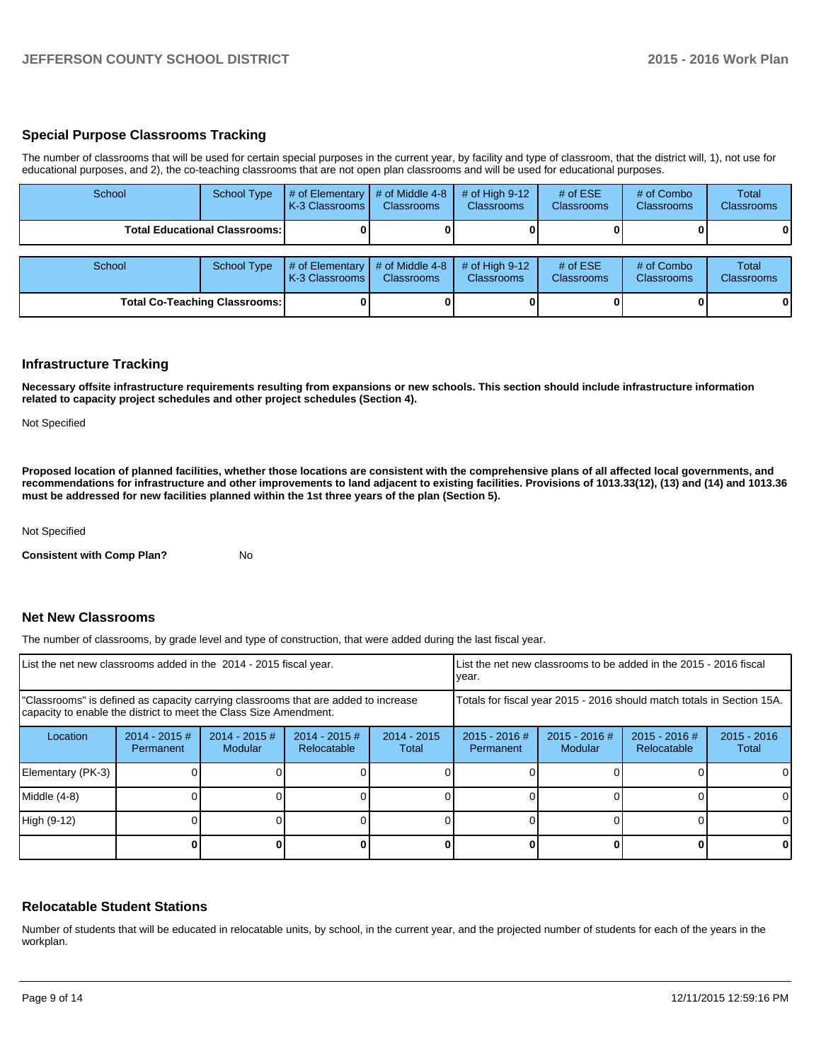## Special Purpose Classrooms Tracking

The number of classrooms that will be used for certain special purposes in the current year, by facility and type of classroom, that the district will, 1), not use for educational purposes, and 2), the co-teaching classrooms that are not open plan classrooms and will be used for educational purposes.

| School | School Type | # of Elementary K-3 Classrooms | # of Middle 4-8 Classrooms | # of High 9-12 Classrooms | # of ESE Classrooms | # of Combo Classrooms | Total Classrooms |
|---|---|---|---|---|---|---|---|
| **Total Educational Classrooms:** | | **0** | **0** | **0** | **0** | **0** | **0** |

| School | School Type | # of Elementary K-3 Classrooms | # of Middle 4-8 Classrooms | # of High 9-12 Classrooms | # of ESE Classrooms | # of Combo Classrooms | Total Classrooms |
|---|---|---|---|---|---|---|---|
| **Total Co-Teaching Classrooms:** | | **0** | **0** | **0** | **0** | **0** | **0** |

## Infrastructure Tracking

**Necessary offsite infrastructure requirements resulting from expansions or new schools. This section should include infrastructure information related to capacity project schedules and other project schedules (Section 4).**

Not Specified

**Proposed location of planned facilities, whether those locations are consistent with the comprehensive plans of all affected local governments, and recommendations for infrastructure and other improvements to land adjacent to existing facilities. Provisions of 1013.33(12), (13) and (14) and 1013.36 must be addressed for new facilities planned within the 1st three years of the plan (Section 5).**

Not Specified

**Consistent with Comp Plan?** No

## Net New Classrooms

The number of classrooms, by grade level and type of construction, that were added during the last fiscal year.

| List the net new classrooms added in the 2014 - 2015 fiscal year. | | | | | List the net new classrooms to be added in the 2015 - 2016 fiscal year. | | | |
|---|---|---|---|---|---|---|---|---|
| "Classrooms" is defined as capacity carrying classrooms that are added to increase capacity to enable the district to meet the Class Size Amendment. | | | | | Totals for fiscal year 2015 - 2016 should match totals in Section 15A. | | | |
| Location | 2014 - 2015 # Permanent | 2014 - 2015 # Modular | 2014 - 2015 # Relocatable | 2014 - 2015 Total | 2015 - 2016 # Permanent | 2015 - 2016 # Modular | 2015 - 2016 # Relocatable | 2015 - 2016 Total |
| Elementary (PK-3) | 0 | 0 | 0 | 0 | 0 | 0 | 0 | 0 |
| Middle (4-8) | 0 | 0 | 0 | 0 | 0 | 0 | 0 | 0 |
| High (9-12) | 0 | 0 | 0 | 0 | 0 | 0 | 0 | 0 |
| | **0** | **0** | **0** | **0** | **0** | **0** | **0** | **0** |

## Relocatable Student Stations

Number of students that will be educated in relocatable units, by school, in the current year, and the projected number of students for each of the years in the workplan.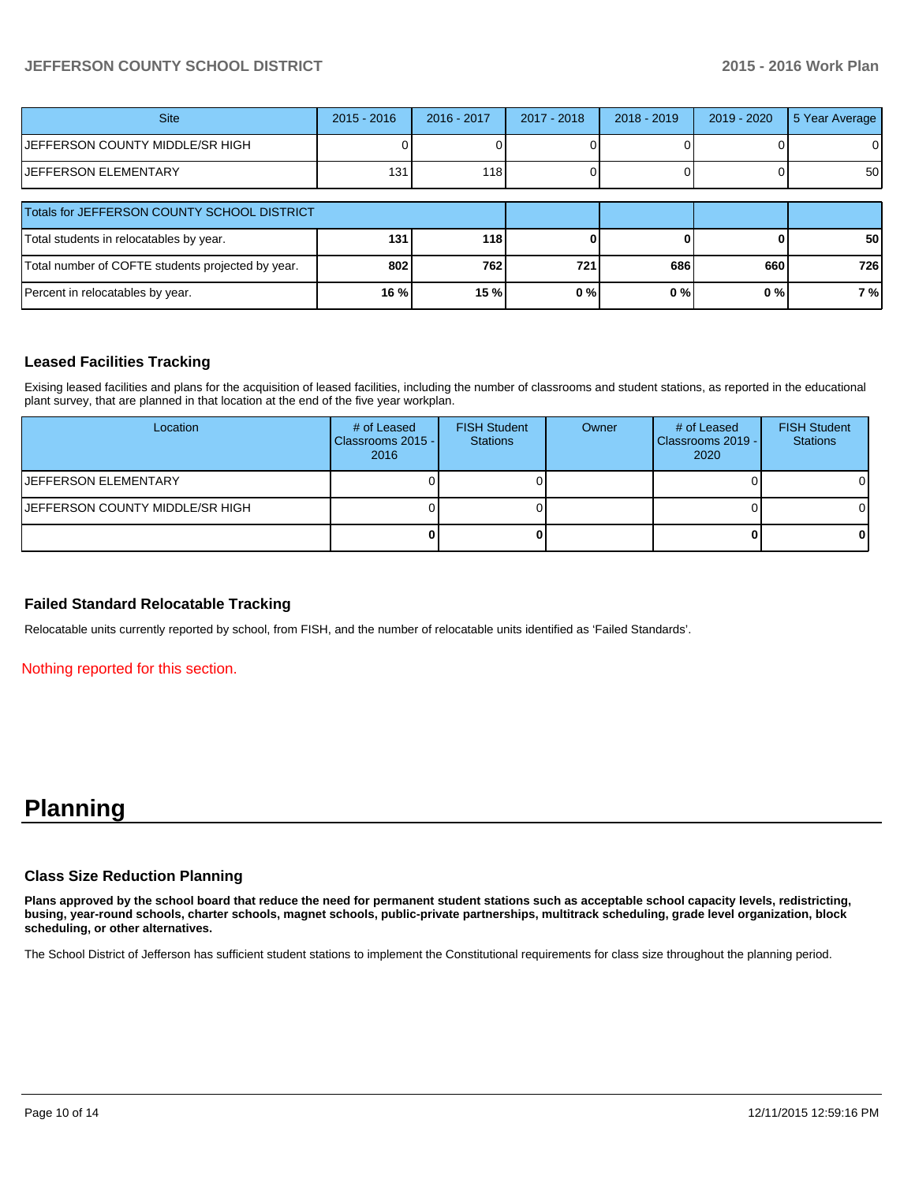| Site | 2015 - 2016 | 2016 - 2017 | 2017 - 2018 | 2018 - 2019 | 2019 - 2020 | 5 Year Average |
|---|---|---|---|---|---|---|
| JEFFERSON COUNTY MIDDLE/SR HIGH | 0 | 0 | 0 | 0 | 0 | 0 |
| JEFFERSON ELEMENTARY | 131 | 118 | 0 | 0 | 0 | 50 |

| Totals for JEFFERSON COUNTY SCHOOL DISTRICT | | | | | | |
|---|---|---|---|---|---|---|
| Total students in relocatables by year. | **131** | **118** | **0** | **0** | **0** | **50** |
| Total number of COFTE students projected by year. | **802** | **762** | **721** | **686** | **660** | **726** |
| Percent in relocatables by year. | **16 %** | **15 %** | **0 %** | **0 %** | **0 %** | **7 %** |

### Leased Facilities Tracking

Exising leased facilities and plans for the acquisition of leased facilities, including the number of classrooms and student stations, as reported in the educational plant survey, that are planned in that location at the end of the five year workplan.

| Location | # of Leased Classrooms 2015 - 2016 | FISH Student Stations | Owner | # of Leased Classrooms 2019 - 2020 | FISH Student Stations |
|---|---|---|---|---|---|
| JEFFERSON ELEMENTARY | 0 | 0 | | 0 | 0 |
| JEFFERSON COUNTY MIDDLE/SR HIGH | 0 | 0 | | 0 | 0 |
| | **0** | **0** | | **0** | **0** |

### Failed Standard Relocatable Tracking

Relocatable units currently reported by school, from FISH, and the number of relocatable units identified as 'Failed Standards'.

Nothing reported for this section.

# Planning

### Class Size Reduction Planning

**Plans approved by the school board that reduce the need for permanent student stations such as acceptable school capacity levels, redistricting, busing, year-round schools, charter schools, magnet schools, public-private partnerships, multitrack scheduling, grade level organization, block scheduling, or other alternatives.**

The School District of Jefferson has sufficient student stations to implement the Constitutional requirements for class size throughout the planning period.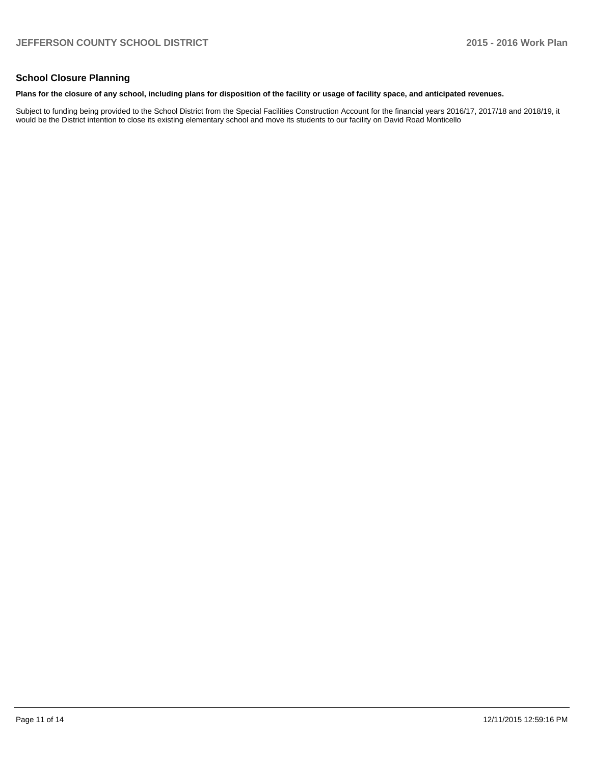## School Closure Planning

**Plans for the closure of any school, including plans for disposition of the facility or usage of facility space, and anticipated revenues.**

Subject to funding being provided to the School District from the Special Facilities Construction Account for the financial years 2016/17, 2017/18 and 2018/19, it would be the District intention to close its existing elementary school and move its students to our facility on David Road Monticello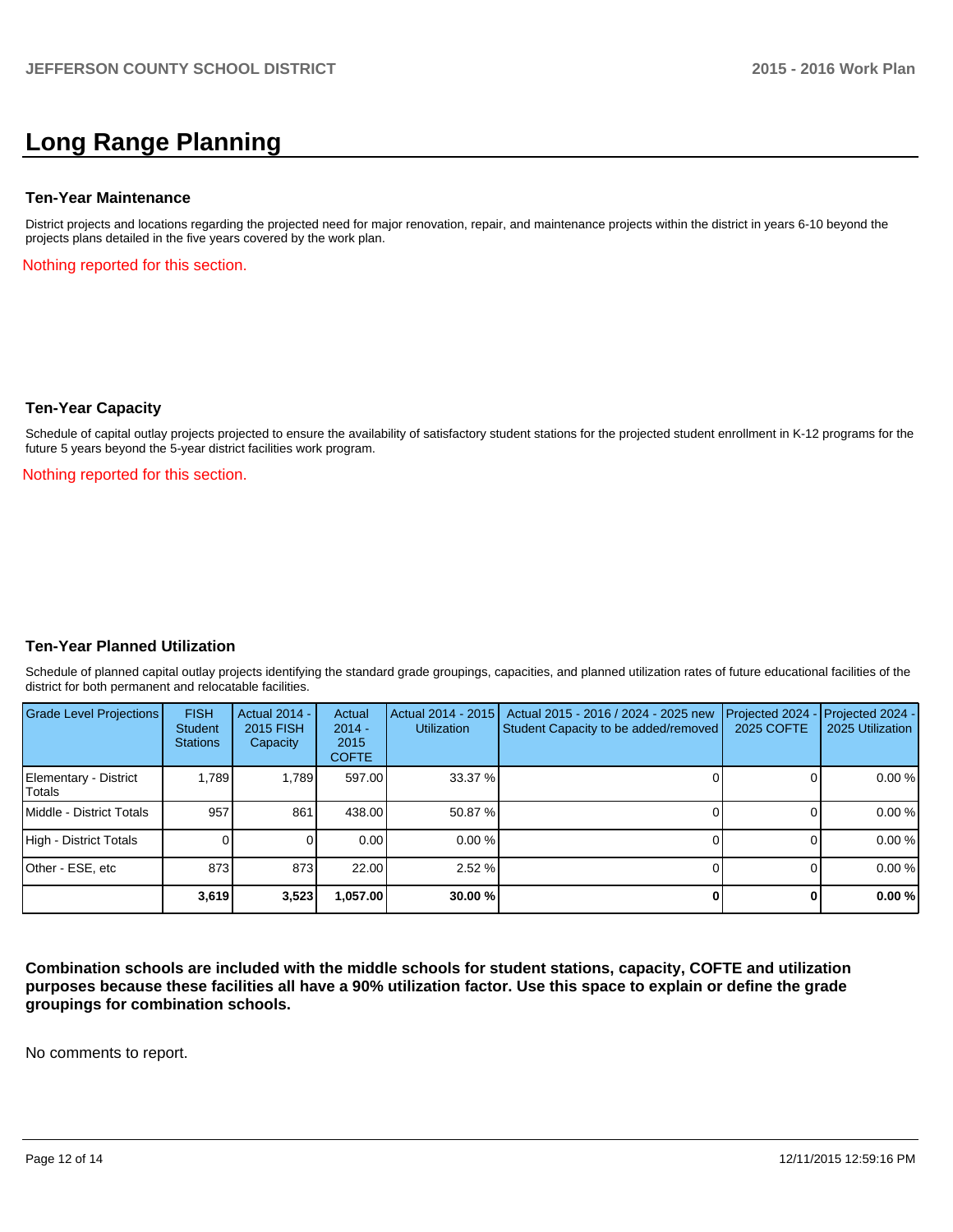# Long Range Planning

### Ten-Year Maintenance

District projects and locations regarding the projected need for major renovation, repair, and maintenance projects within the district in years 6-10 beyond the projects plans detailed in the five years covered by the work plan.

Nothing reported for this section.

### Ten-Year Capacity

Schedule of capital outlay projects projected to ensure the availability of satisfactory student stations for the projected student enrollment in K-12 programs for the future 5 years beyond the 5-year district facilities work program.

Nothing reported for this section.

### Ten-Year Planned Utilization

Schedule of planned capital outlay projects identifying the standard grade groupings, capacities, and planned utilization rates of future educational facilities of the district for both permanent and relocatable facilities.

| Grade Level Projections | FISH Student Stations | Actual 2014 - 2015 FISH Capacity | Actual 2014 - 2015 COFTE | Actual 2014 - 2015 Utilization | Actual 2015 - 2016 / 2024 - 2025 new Student Capacity to be added/removed | Projected 2024 - 2025 COFTE | Projected 2024 - 2025 Utilization |
|---|---|---|---|---|---|---|---|
| Elementary - District Totals | 1,789 | 1,789 | 597.00 | 33.37 % | 0 | 0 | 0.00 % |
| Middle - District Totals | 957 | 861 | 438.00 | 50.87 % | 0 | 0 | 0.00 % |
| High - District Totals | 0 | 0 | 0.00 | 0.00 % | 0 | 0 | 0.00 % |
| Other - ESE, etc | 873 | 873 | 22.00 | 2.52 % | 0 | 0 | 0.00 % |
| | **3,619** | **3,523** | **1,057.00** | **30.00 %** | **0** | **0** | **0.00 %** |

**Combination schools are included with the middle schools for student stations, capacity, COFTE and utilization purposes because these facilities all have a 90% utilization factor. Use this space to explain or define the grade groupings for combination schools.**

No comments to report.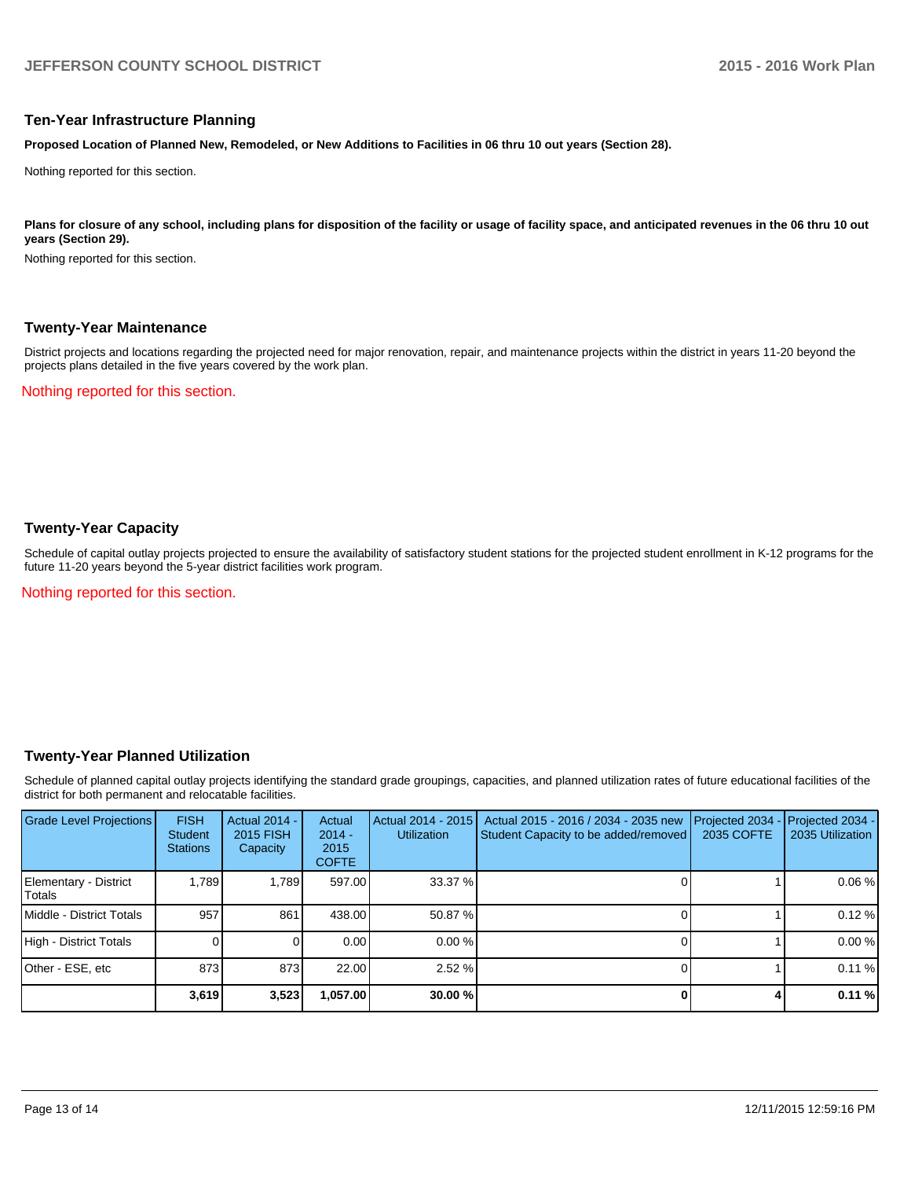## Ten-Year Infrastructure Planning

**Proposed Location of Planned New, Remodeled, or New Additions to Facilities in 06 thru 10 out years (Section 28).**

Nothing reported for this section.

**Plans for closure of any school, including plans for disposition of the facility or usage of facility space, and anticipated revenues in the 06 thru 10 out years (Section 29).**

Nothing reported for this section.

## Twenty-Year Maintenance

District projects and locations regarding the projected need for major renovation, repair, and maintenance projects within the district in years 11-20 beyond the projects plans detailed in the five years covered by the work plan.

Nothing reported for this section.

## Twenty-Year Capacity

Schedule of capital outlay projects projected to ensure the availability of satisfactory student stations for the projected student enrollment in K-12 programs for the future 11-20 years beyond the 5-year district facilities work program.

Nothing reported for this section.

## Twenty-Year Planned Utilization

Schedule of planned capital outlay projects identifying the standard grade groupings, capacities, and planned utilization rates of future educational facilities of the district for both permanent and relocatable facilities.

| Grade Level Projections | FISH Student Stations | Actual 2014 - 2015 FISH Capacity | Actual 2014 - 2015 COFTE | Actual 2014 - 2015 Utilization | Actual 2015 - 2016 / 2034 - 2035 new Student Capacity to be added/removed | Projected 2034 - 2035 COFTE | Projected 2034 - 2035 Utilization |
|---|---|---|---|---|---|---|---|
| Elementary - District Totals | 1,789 | 1,789 | 597.00 | 33.37 % | 0 | 1 | 0.06 % |
| Middle - District Totals | 957 | 861 | 438.00 | 50.87 % | 0 | 1 | 0.12 % |
| High - District Totals | 0 | 0 | 0.00 | 0.00 % | 0 | 1 | 0.00 % |
| Other - ESE, etc | 873 | 873 | 22.00 | 2.52 % | 0 | 1 | 0.11 % |
| | **3,619** | **3,523** | **1,057.00** | **30.00 %** | **0** | **4** | **0.11 %** |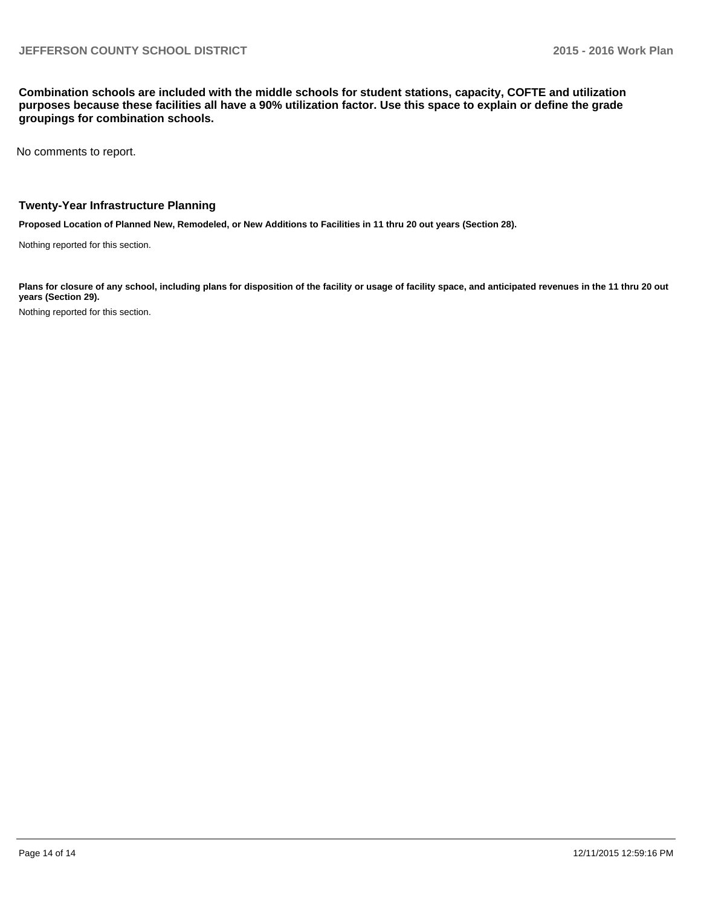**Combination schools are included with the middle schools for student stations, capacity, COFTE and utilization purposes because these facilities all have a 90% utilization factor. Use this space to explain or define the grade groupings for combination schools.**

No comments to report.

## Twenty-Year Infrastructure Planning

**Proposed Location of Planned New, Remodeled, or New Additions to Facilities in 11 thru 20 out years (Section 28).**

Nothing reported for this section.

**Plans for closure of any school, including plans for disposition of the facility or usage of facility space, and anticipated revenues in the 11 thru 20 out years (Section 29).**

Nothing reported for this section.